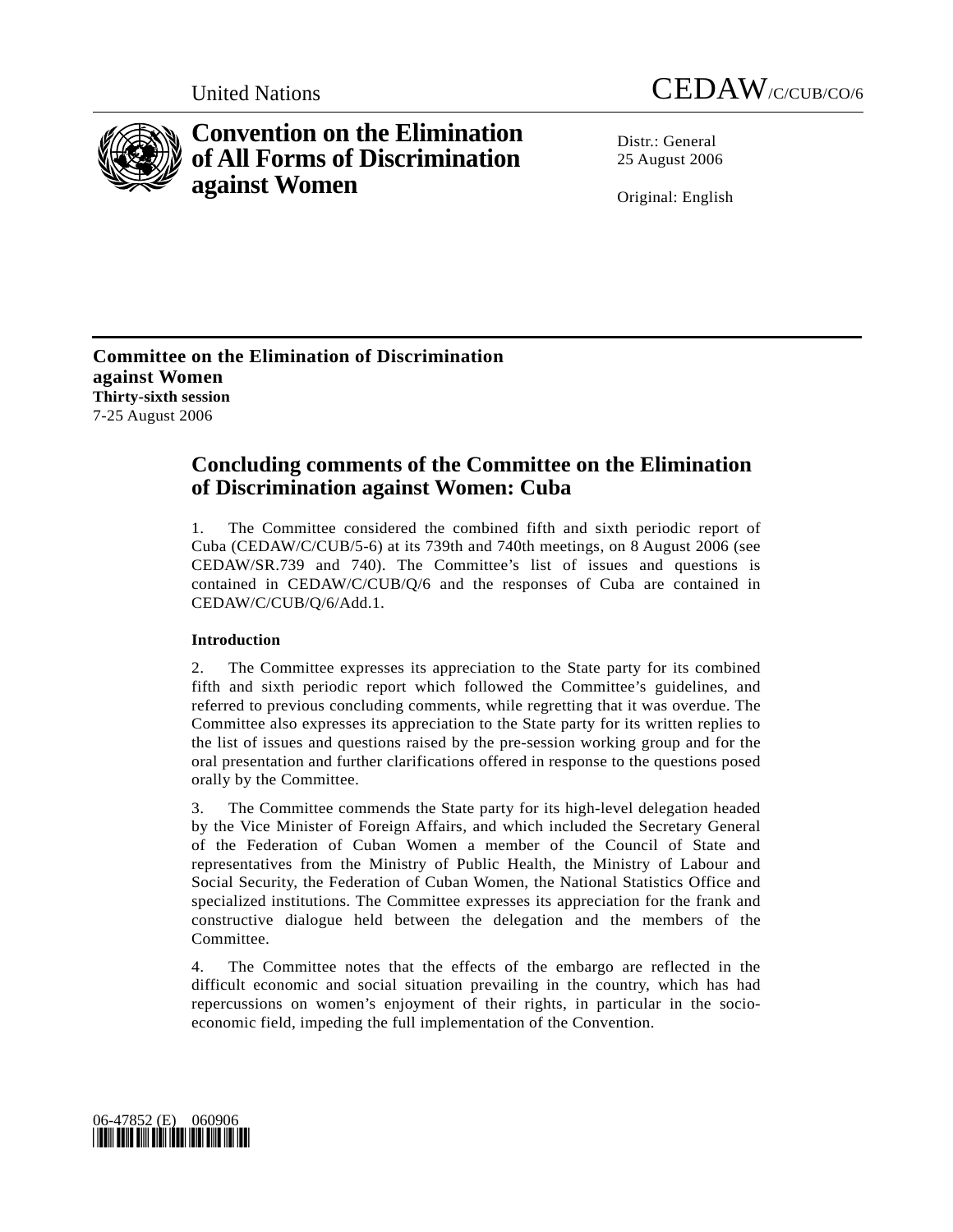United Nations CEDAW/C/CUB/CO/6

# Convention on the Elimination of All Forms of Discrimination against Women

Distr.: General
25 August 2006

Original: English

**Committee on the Elimination of Discrimination against Women**
**Thirty-sixth session**
7-25 August 2006

## Concluding comments of the Committee on the Elimination of Discrimination against Women: Cuba

1. The Committee considered the combined fifth and sixth periodic report of Cuba (CEDAW/C/CUB/5-6) at its 739th and 740th meetings, on 8 August 2006 (see CEDAW/SR.739 and 740). The Committee's list of issues and questions is contained in CEDAW/C/CUB/Q/6 and the responses of Cuba are contained in CEDAW/C/CUB/Q/6/Add.1.

### Introduction

2. The Committee expresses its appreciation to the State party for its combined fifth and sixth periodic report which followed the Committee's guidelines, and referred to previous concluding comments, while regretting that it was overdue. The Committee also expresses its appreciation to the State party for its written replies to the list of issues and questions raised by the pre-session working group and for the oral presentation and further clarifications offered in response to the questions posed orally by the Committee.

3. The Committee commends the State party for its high-level delegation headed by the Vice Minister of Foreign Affairs, and which included the Secretary General of the Federation of Cuban Women a member of the Council of State and representatives from the Ministry of Public Health, the Ministry of Labour and Social Security, the Federation of Cuban Women, the National Statistics Office and specialized institutions. The Committee expresses its appreciation for the frank and constructive dialogue held between the delegation and the members of the Committee.

4. The Committee notes that the effects of the embargo are reflected in the difficult economic and social situation prevailing in the country, which has had repercussions on women's enjoyment of their rights, in particular in the socio-economic field, impeding the full implementation of the Convention.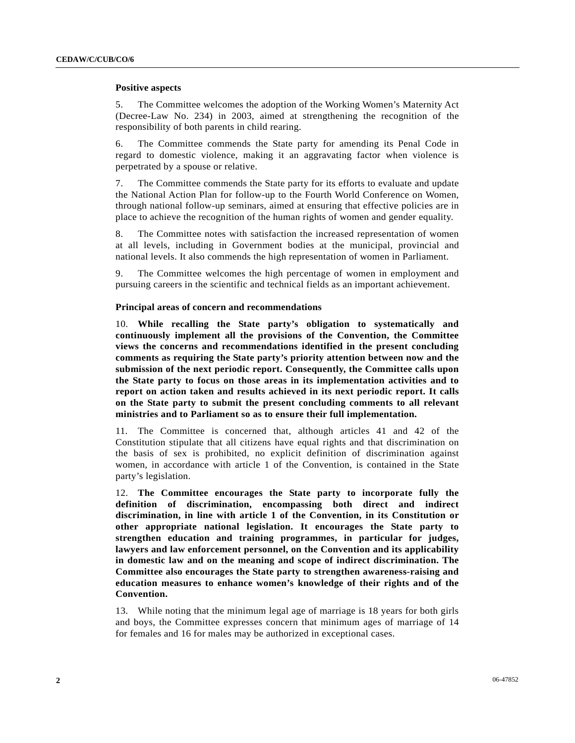### Positive aspects

5. The Committee welcomes the adoption of the Working Women's Maternity Act (Decree-Law No. 234) in 2003, aimed at strengthening the recognition of the responsibility of both parents in child rearing.

6. The Committee commends the State party for amending its Penal Code in regard to domestic violence, making it an aggravating factor when violence is perpetrated by a spouse or relative.

7. The Committee commends the State party for its efforts to evaluate and update the National Action Plan for follow-up to the Fourth World Conference on Women, through national follow-up seminars, aimed at ensuring that effective policies are in place to achieve the recognition of the human rights of women and gender equality.

8. The Committee notes with satisfaction the increased representation of women at all levels, including in Government bodies at the municipal, provincial and national levels. It also commends the high representation of women in Parliament.

9. The Committee welcomes the high percentage of women in employment and pursuing careers in the scientific and technical fields as an important achievement.

### Principal areas of concern and recommendations

10. **While recalling the State party's obligation to systematically and continuously implement all the provisions of the Convention, the Committee views the concerns and recommendations identified in the present concluding comments as requiring the State party's priority attention between now and the submission of the next periodic report. Consequently, the Committee calls upon the State party to focus on those areas in its implementation activities and to report on action taken and results achieved in its next periodic report. It calls on the State party to submit the present concluding comments to all relevant ministries and to Parliament so as to ensure their full implementation.**

11. The Committee is concerned that, although articles 41 and 42 of the Constitution stipulate that all citizens have equal rights and that discrimination on the basis of sex is prohibited, no explicit definition of discrimination against women, in accordance with article 1 of the Convention, is contained in the State party's legislation.

12. **The Committee encourages the State party to incorporate fully the definition of discrimination, encompassing both direct and indirect discrimination, in line with article 1 of the Convention, in its Constitution or other appropriate national legislation. It encourages the State party to strengthen education and training programmes, in particular for judges, lawyers and law enforcement personnel, on the Convention and its applicability in domestic law and on the meaning and scope of indirect discrimination. The Committee also encourages the State party to strengthen awareness-raising and education measures to enhance women's knowledge of their rights and of the Convention.**

13. While noting that the minimum legal age of marriage is 18 years for both girls and boys, the Committee expresses concern that minimum ages of marriage of 14 for females and 16 for males may be authorized in exceptional cases.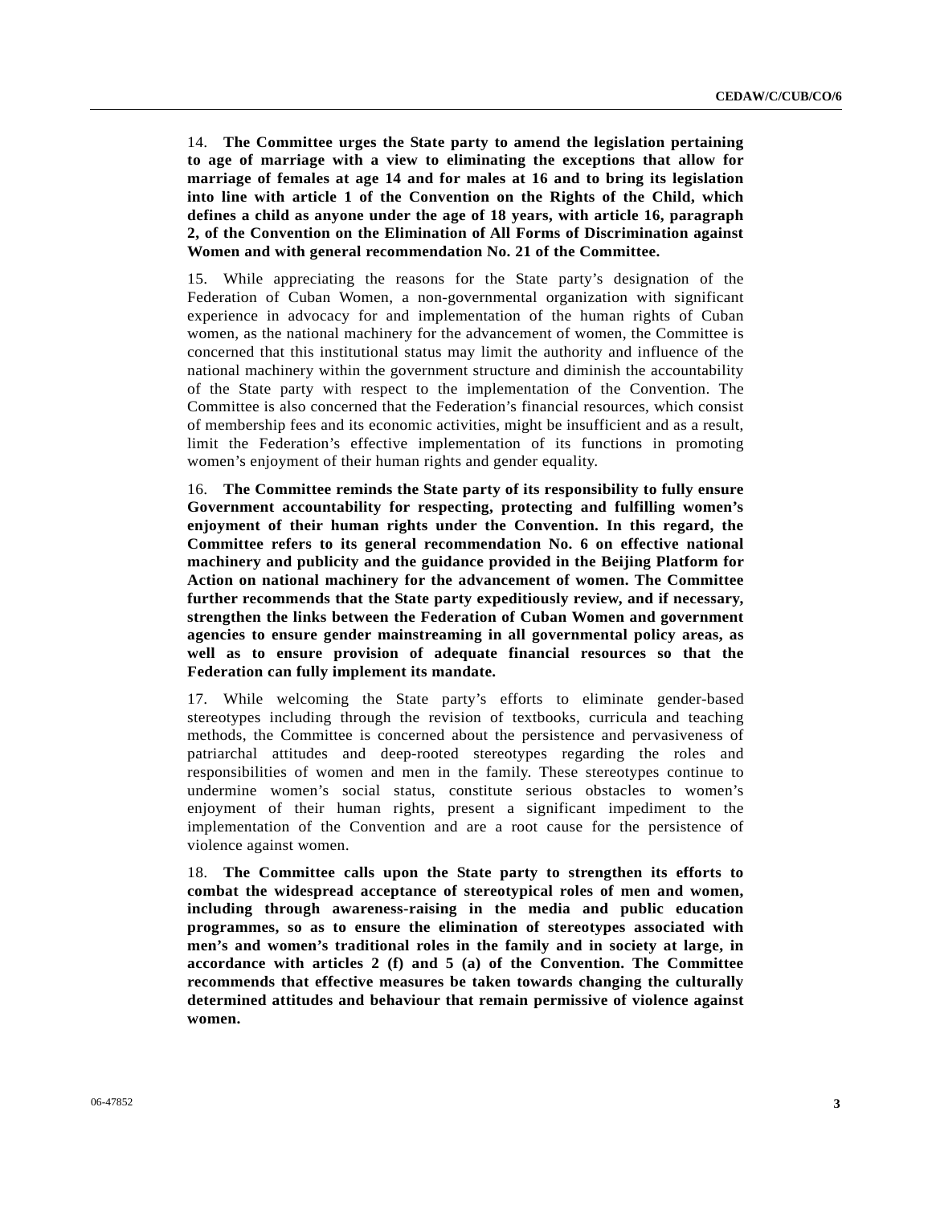14. **The Committee urges the State party to amend the legislation pertaining to age of marriage with a view to eliminating the exceptions that allow for marriage of females at age 14 and for males at 16 and to bring its legislation into line with article 1 of the Convention on the Rights of the Child, which defines a child as anyone under the age of 18 years, with article 16, paragraph 2, of the Convention on the Elimination of All Forms of Discrimination against Women and with general recommendation No. 21 of the Committee.**

15. While appreciating the reasons for the State party's designation of the Federation of Cuban Women, a non-governmental organization with significant experience in advocacy for and implementation of the human rights of Cuban women, as the national machinery for the advancement of women, the Committee is concerned that this institutional status may limit the authority and influence of the national machinery within the government structure and diminish the accountability of the State party with respect to the implementation of the Convention. The Committee is also concerned that the Federation's financial resources, which consist of membership fees and its economic activities, might be insufficient and as a result, limit the Federation's effective implementation of its functions in promoting women's enjoyment of their human rights and gender equality.

16. **The Committee reminds the State party of its responsibility to fully ensure Government accountability for respecting, protecting and fulfilling women's enjoyment of their human rights under the Convention. In this regard, the Committee refers to its general recommendation No. 6 on effective national machinery and publicity and the guidance provided in the Beijing Platform for Action on national machinery for the advancement of women. The Committee further recommends that the State party expeditiously review, and if necessary, strengthen the links between the Federation of Cuban Women and government agencies to ensure gender mainstreaming in all governmental policy areas, as well as to ensure provision of adequate financial resources so that the Federation can fully implement its mandate.**

17. While welcoming the State party's efforts to eliminate gender-based stereotypes including through the revision of textbooks, curricula and teaching methods, the Committee is concerned about the persistence and pervasiveness of patriarchal attitudes and deep-rooted stereotypes regarding the roles and responsibilities of women and men in the family. These stereotypes continue to undermine women's social status, constitute serious obstacles to women's enjoyment of their human rights, present a significant impediment to the implementation of the Convention and are a root cause for the persistence of violence against women.

18. **The Committee calls upon the State party to strengthen its efforts to combat the widespread acceptance of stereotypical roles of men and women, including through awareness-raising in the media and public education programmes, so as to ensure the elimination of stereotypes associated with men's and women's traditional roles in the family and in society at large, in accordance with articles 2 (f) and 5 (a) of the Convention. The Committee recommends that effective measures be taken towards changing the culturally determined attitudes and behaviour that remain permissive of violence against women.**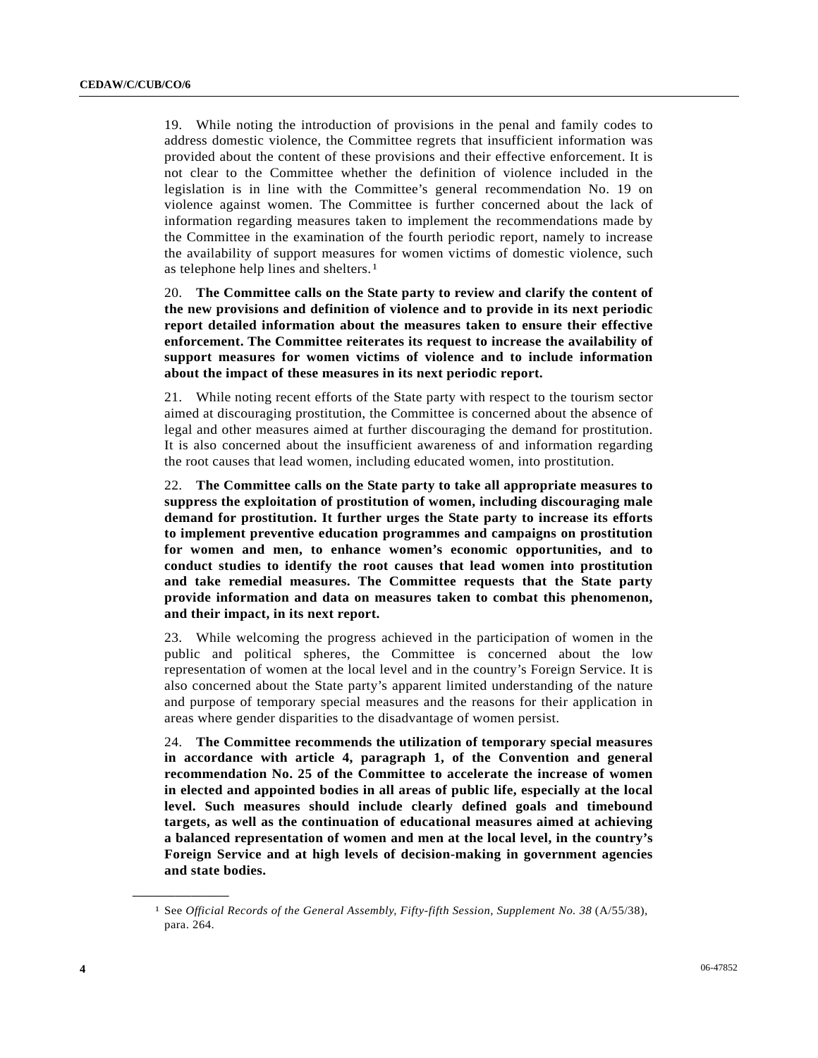19. While noting the introduction of provisions in the penal and family codes to address domestic violence, the Committee regrets that insufficient information was provided about the content of these provisions and their effective enforcement. It is not clear to the Committee whether the definition of violence included in the legislation is in line with the Committee's general recommendation No. 19 on violence against women. The Committee is further concerned about the lack of information regarding measures taken to implement the recommendations made by the Committee in the examination of the fourth periodic report, namely to increase the availability of support measures for women victims of domestic violence, such as telephone help lines and shelters.[1]

20. **The Committee calls on the State party to review and clarify the content of the new provisions and definition of violence and to provide in its next periodic report detailed information about the measures taken to ensure their effective enforcement. The Committee reiterates its request to increase the availability of support measures for women victims of violence and to include information about the impact of these measures in its next periodic report.**

21. While noting recent efforts of the State party with respect to the tourism sector aimed at discouraging prostitution, the Committee is concerned about the absence of legal and other measures aimed at further discouraging the demand for prostitution. It is also concerned about the insufficient awareness of and information regarding the root causes that lead women, including educated women, into prostitution.

22. **The Committee calls on the State party to take all appropriate measures to suppress the exploitation of prostitution of women, including discouraging male demand for prostitution. It further urges the State party to increase its efforts to implement preventive education programmes and campaigns on prostitution for women and men, to enhance women's economic opportunities, and to conduct studies to identify the root causes that lead women into prostitution and take remedial measures. The Committee requests that the State party provide information and data on measures taken to combat this phenomenon, and their impact, in its next report.**

23. While welcoming the progress achieved in the participation of women in the public and political spheres, the Committee is concerned about the low representation of women at the local level and in the country's Foreign Service. It is also concerned about the State party's apparent limited understanding of the nature and purpose of temporary special measures and the reasons for their application in areas where gender disparities to the disadvantage of women persist.

24. **The Committee recommends the utilization of temporary special measures in accordance with article 4, paragraph 1, of the Convention and general recommendation No. 25 of the Committee to accelerate the increase of women in elected and appointed bodies in all areas of public life, especially at the local level. Such measures should include clearly defined goals and timebound targets, as well as the continuation of educational measures aimed at achieving a balanced representation of women and men at the local level, in the country's Foreign Service and at high levels of decision-making in government agencies and state bodies.**

---

[1] See *Official Records of the General Assembly, Fifty-fifth Session, Supplement No. 38* (A/55/38), para. 264.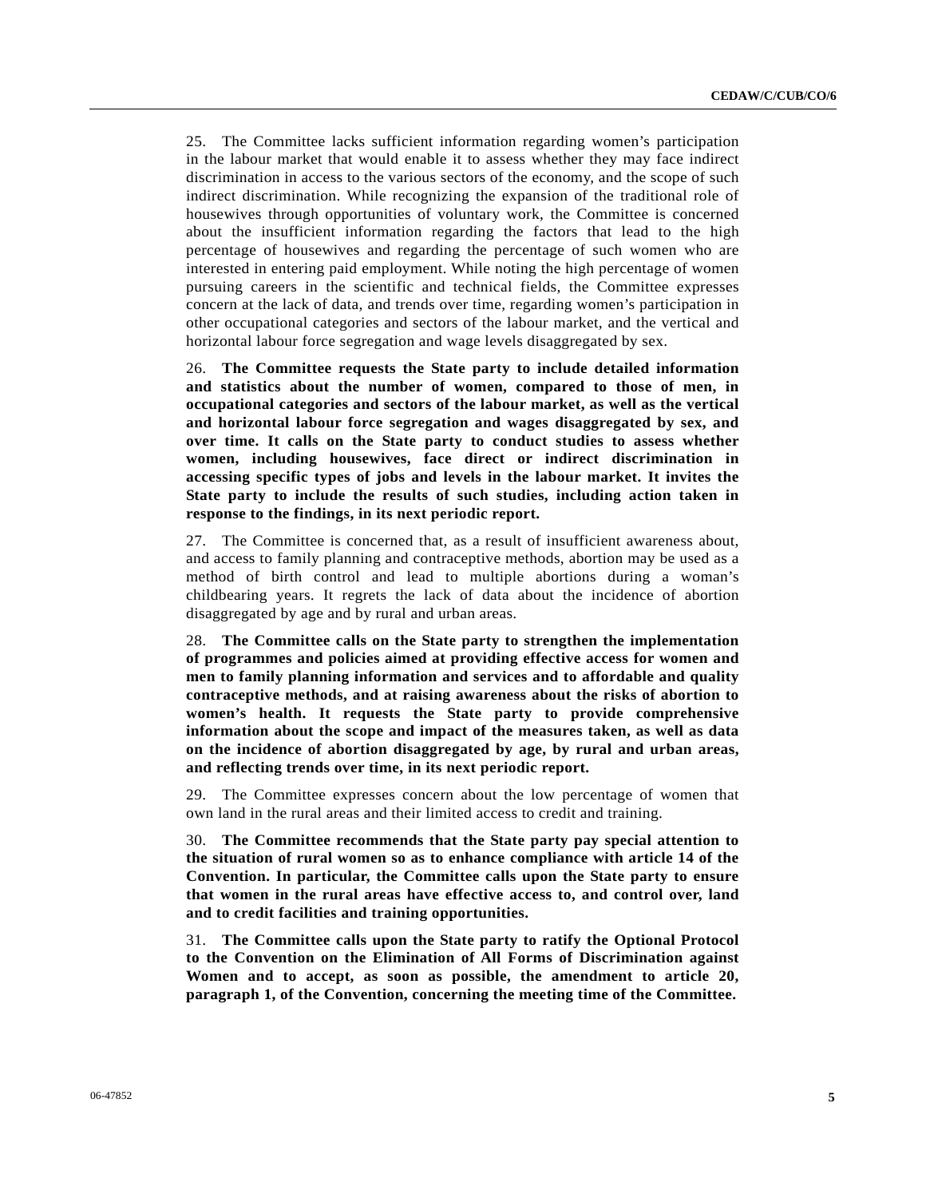25. The Committee lacks sufficient information regarding women's participation in the labour market that would enable it to assess whether they may face indirect discrimination in access to the various sectors of the economy, and the scope of such indirect discrimination. While recognizing the expansion of the traditional role of housewives through opportunities of voluntary work, the Committee is concerned about the insufficient information regarding the factors that lead to the high percentage of housewives and regarding the percentage of such women who are interested in entering paid employment. While noting the high percentage of women pursuing careers in the scientific and technical fields, the Committee expresses concern at the lack of data, and trends over time, regarding women's participation in other occupational categories and sectors of the labour market, and the vertical and horizontal labour force segregation and wage levels disaggregated by sex.

26. **The Committee requests the State party to include detailed information and statistics about the number of women, compared to those of men, in occupational categories and sectors of the labour market, as well as the vertical and horizontal labour force segregation and wages disaggregated by sex, and over time. It calls on the State party to conduct studies to assess whether women, including housewives, face direct or indirect discrimination in accessing specific types of jobs and levels in the labour market. It invites the State party to include the results of such studies, including action taken in response to the findings, in its next periodic report.**

27. The Committee is concerned that, as a result of insufficient awareness about, and access to family planning and contraceptive methods, abortion may be used as a method of birth control and lead to multiple abortions during a woman's childbearing years. It regrets the lack of data about the incidence of abortion disaggregated by age and by rural and urban areas.

28. **The Committee calls on the State party to strengthen the implementation of programmes and policies aimed at providing effective access for women and men to family planning information and services and to affordable and quality contraceptive methods, and at raising awareness about the risks of abortion to women's health. It requests the State party to provide comprehensive information about the scope and impact of the measures taken, as well as data on the incidence of abortion disaggregated by age, by rural and urban areas, and reflecting trends over time, in its next periodic report.**

29. The Committee expresses concern about the low percentage of women that own land in the rural areas and their limited access to credit and training.

30. **The Committee recommends that the State party pay special attention to the situation of rural women so as to enhance compliance with article 14 of the Convention. In particular, the Committee calls upon the State party to ensure that women in the rural areas have effective access to, and control over, land and to credit facilities and training opportunities.**

31. **The Committee calls upon the State party to ratify the Optional Protocol to the Convention on the Elimination of All Forms of Discrimination against Women and to accept, as soon as possible, the amendment to article 20, paragraph 1, of the Convention, concerning the meeting time of the Committee.**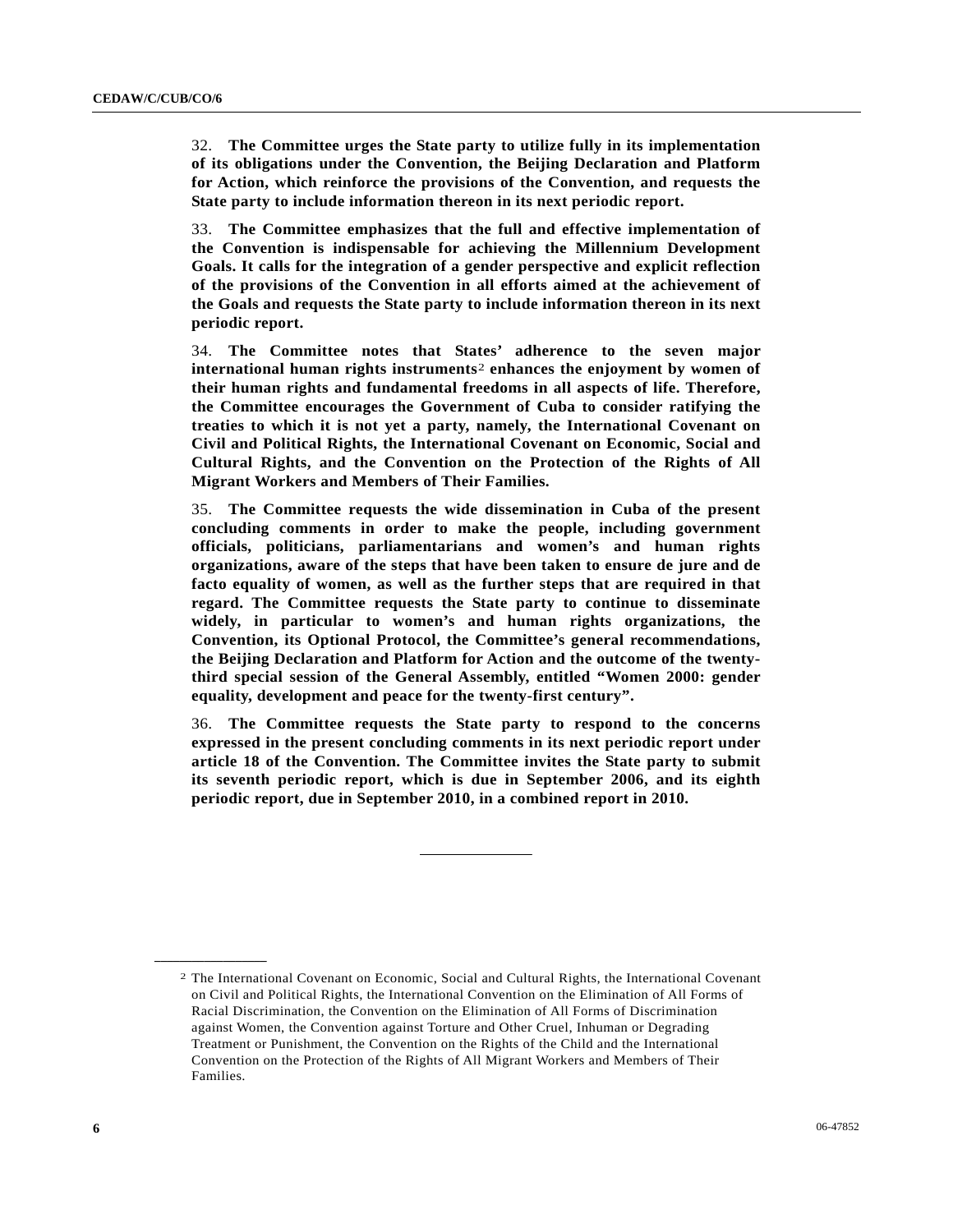32. **The Committee urges the State party to utilize fully in its implementation of its obligations under the Convention, the Beijing Declaration and Platform for Action, which reinforce the provisions of the Convention, and requests the State party to include information thereon in its next periodic report.**

33. **The Committee emphasizes that the full and effective implementation of the Convention is indispensable for achieving the Millennium Development Goals. It calls for the integration of a gender perspective and explicit reflection of the provisions of the Convention in all efforts aimed at the achievement of the Goals and requests the State party to include information thereon in its next periodic report.**

34. **The Committee notes that States' adherence to the seven major international human rights instruments**[2] **enhances the enjoyment by women of their human rights and fundamental freedoms in all aspects of life. Therefore, the Committee encourages the Government of Cuba to consider ratifying the treaties to which it is not yet a party, namely, the International Covenant on Civil and Political Rights, the International Covenant on Economic, Social and Cultural Rights, and the Convention on the Protection of the Rights of All Migrant Workers and Members of Their Families.**

35. **The Committee requests the wide dissemination in Cuba of the present concluding comments in order to make the people, including government officials, politicians, parliamentarians and women's and human rights organizations, aware of the steps that have been taken to ensure de jure and de facto equality of women, as well as the further steps that are required in that regard. The Committee requests the State party to continue to disseminate widely, in particular to women's and human rights organizations, the Convention, its Optional Protocol, the Committee's general recommendations, the Beijing Declaration and Platform for Action and the outcome of the twenty-third special session of the General Assembly, entitled "Women 2000: gender equality, development and peace for the twenty-first century".**

36. **The Committee requests the State party to respond to the concerns expressed in the present concluding comments in its next periodic report under article 18 of the Convention. The Committee invites the State party to submit its seventh periodic report, which is due in September 2006, and its eighth periodic report, due in September 2010, in a combined report in 2010.**

---

[2] The International Covenant on Economic, Social and Cultural Rights, the International Covenant on Civil and Political Rights, the International Convention on the Elimination of All Forms of Racial Discrimination, the Convention on the Elimination of All Forms of Discrimination against Women, the Convention against Torture and Other Cruel, Inhuman or Degrading Treatment or Punishment, the Convention on the Rights of the Child and the International Convention on the Protection of the Rights of All Migrant Workers and Members of Their Families.